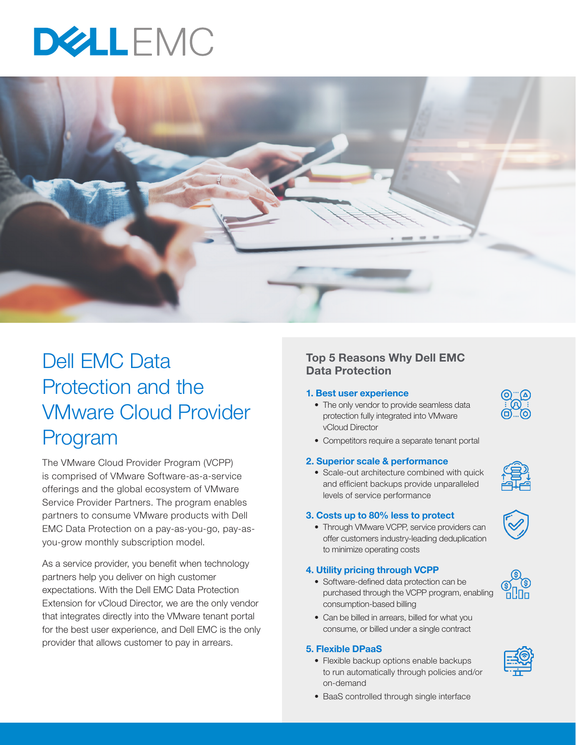# Dell EMC Data Protection and the VMware Cloud Provider Program

The VMware Cloud Provider Program (VCPP) is comprised of VMware Software-as-a-service offerings and the global ecosystem of VMware Service Provider Partners. The program enables partners to consume VMware products with Dell EMC Data Protection on a pay-as-you-go, pay-as-you-grow monthly subscription model.

As a service provider, you benefit when technology partners help you deliver on high customer expectations. With the Dell EMC Data Protection Extension for vCloud Director, we are the only vendor that integrates directly into the VMware tenant portal for the best user experience, and Dell EMC is the only provider that allows customer to pay in arrears.

## Top 5 Reasons Why Dell EMC Data Protection

### 1. Best user experience

- The only vendor to provide seamless data protection fully integrated into VMware vCloud Director
- Competitors require a separate tenant portal

### 2. Superior scale & performance

- Scale-out architecture combined with quick and efficient backups provide unparalleled levels of service performance

### 3. Costs up to 80% less to protect

- Through VMware VCPP, service providers can offer customers industry-leading deduplication to minimize operating costs

### 4. Utility pricing through VCPP

- Software-defined data protection can be purchased through the VCPP program, enabling consumption-based billing
- Can be billed in arrears, billed for what you consume, or billed under a single contract

### 5. Flexible DPaaS

- Flexible backup options enable backups to run automatically through policies and/or on-demand
- BaaS controlled through single interface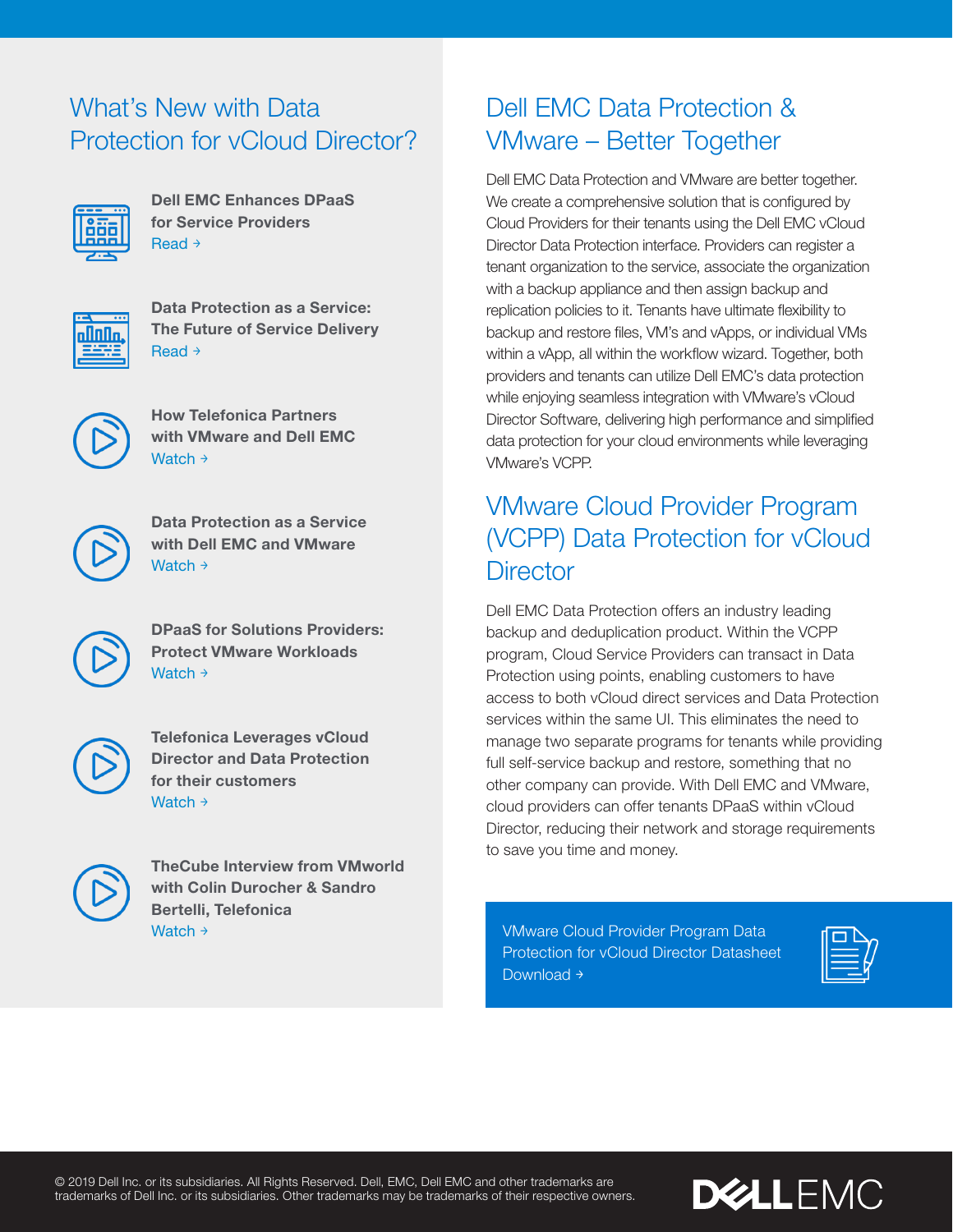## What's New with Data Protection for vCloud Director?

**Dell EMC Enhances DPaaS for Service Providers**
Read →

**Data Protection as a Service: The Future of Service Delivery**
Read →

**How Telefonica Partners with VMware and Dell EMC**
Watch →

**Data Protection as a Service with Dell EMC and VMware**
Watch →

**DPaaS for Solutions Providers: Protect VMware Workloads**
Watch →

**Telefonica Leverages vCloud Director and Data Protection for their customers**
Watch →

**TheCube Interview from VMworld with Colin Durocher & Sandro Bertelli, Telefonica**
Watch →

## Dell EMC Data Protection & VMware – Better Together

Dell EMC Data Protection and VMware are better together. We create a comprehensive solution that is configured by Cloud Providers for their tenants using the Dell EMC vCloud Director Data Protection interface. Providers can register a tenant organization to the service, associate the organization with a backup appliance and then assign backup and replication policies to it. Tenants have ultimate flexibility to backup and restore files, VM's and vApps, or individual VMs within a vApp, all within the workflow wizard. Together, both providers and tenants can utilize Dell EMC's data protection while enjoying seamless integration with VMware's vCloud Director Software, delivering high performance and simplified data protection for your cloud environments while leveraging VMware's VCPP.

## VMware Cloud Provider Program (VCPP) Data Protection for vCloud Director

Dell EMC Data Protection offers an industry leading backup and deduplication product. Within the VCPP program, Cloud Service Providers can transact in Data Protection using points, enabling customers to have access to both vCloud direct services and Data Protection services within the same UI. This eliminates the need to manage two separate programs for tenants while providing full self-service backup and restore, something that no other company can provide. With Dell EMC and VMware, cloud providers can offer tenants DPaaS within vCloud Director, reducing their network and storage requirements to save you time and money.

VMware Cloud Provider Program Data Protection for vCloud Director Datasheet
Download →

© 2019 Dell Inc. or its subsidiaries. All Rights Reserved. Dell, EMC, Dell EMC and other trademarks are trademarks of Dell Inc. or its subsidiaries. Other trademarks may be trademarks of their respective owners.

DELL EMC